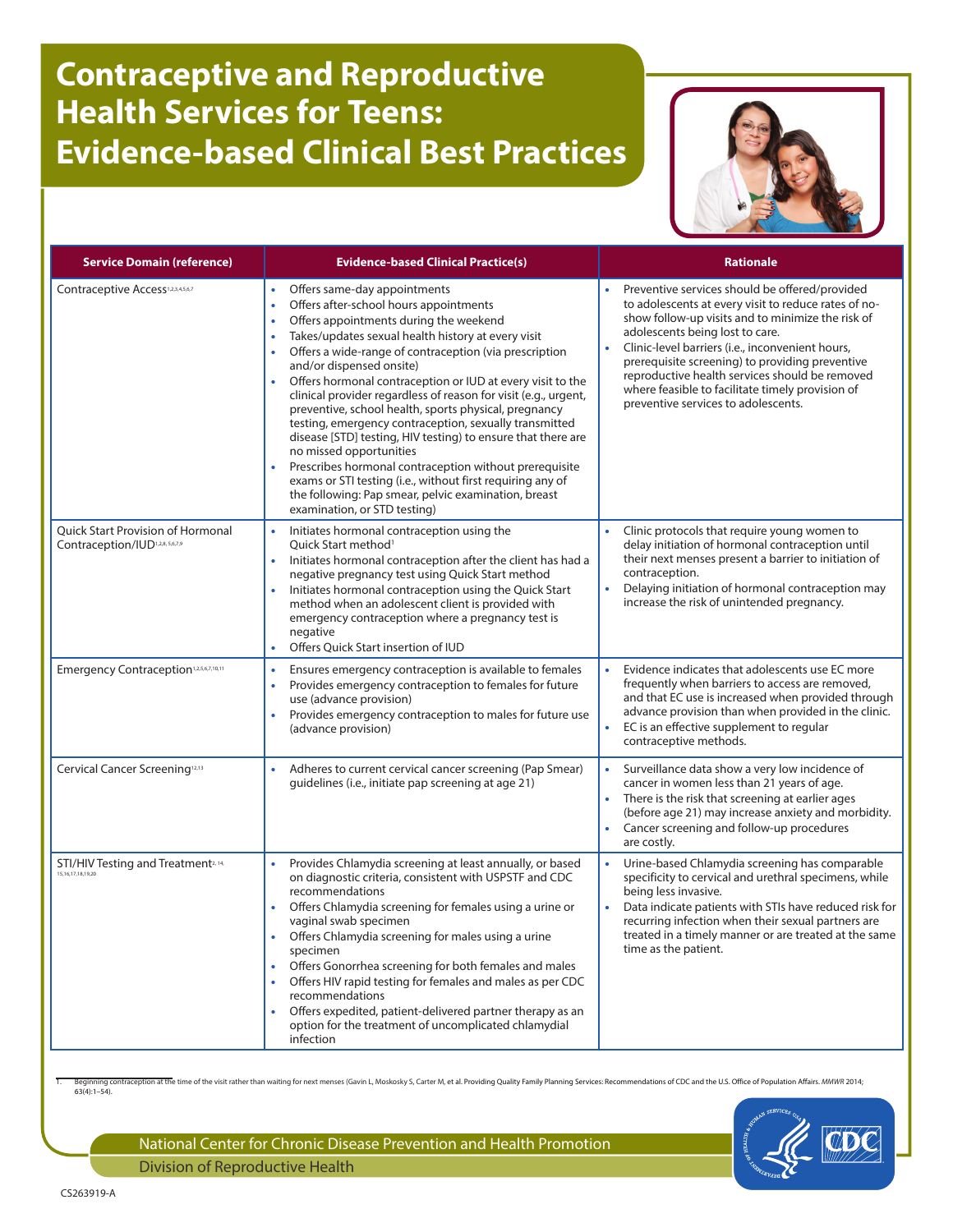# Contraceptive and Reproductive Health Services for Teens: Evidence-based Clinical Best Practices

| Service Domain (reference) | Evidence-based Clinical Practice(s) | Rationale |
|---|---|---|
| Contraceptive Access[1,2,3,4,5,6,7] | • Offers same-day appointments<br>• Offers after-school hours appointments<br>• Offers appointments during the weekend<br>• Takes/updates sexual health history at every visit<br>• Offers a wide-range of contraception (via prescription and/or dispensed onsite)<br>• Offers hormonal contraception or IUD at every visit to the clinical provider regardless of reason for visit (e.g., urgent, preventive, school health, sports physical, pregnancy testing, emergency contraception, sexually transmitted disease [STD] testing, HIV testing) to ensure that there are no missed opportunities<br>• Prescribes hormonal contraception without prerequisite exams or STI testing (i.e., without first requiring any of the following: Pap smear, pelvic examination, breast examination, or STD testing) | • Preventive services should be offered/provided to adolescents at every visit to reduce rates of no-show follow-up visits and to minimize the risk of adolescents being lost to care.<br>• Clinic-level barriers (i.e., inconvenient hours, prerequisite screening) to providing preventive reproductive health services should be removed where feasible to facilitate timely provision of preventive services to adolescents. |
| Quick Start Provision of Hormonal Contraception/IUD[1,2,8,5,6,7,9] | • Initiates hormonal contraception using the Quick Start method[1]<br>• Initiates hormonal contraception after the client has had a negative pregnancy test using Quick Start method<br>• Initiates hormonal contraception using the Quick Start method when an adolescent client is provided with emergency contraception where a pregnancy test is negative<br>• Offers Quick Start insertion of IUD | • Clinic protocols that require young women to delay initiation of hormonal contraception until their next menses present a barrier to initiation of contraception.<br>• Delaying initiation of hormonal contraception may increase the risk of unintended pregnancy. |
| Emergency Contraception[1,2,5,6,7,10,11] | • Ensures emergency contraception is available to females<br>• Provides emergency contraception to females for future use (advance provision)<br>• Provides emergency contraception to males for future use (advance provision) | • Evidence indicates that adolescents use EC more frequently when barriers to access are removed, and that EC use is increased when provided through advance provision than when provided in the clinic.<br>• EC is an effective supplement to regular contraceptive methods. |
| Cervical Cancer Screening[12,13] | • Adheres to current cervical cancer screening (Pap Smear) guidelines (i.e., initiate pap screening at age 21) | • Surveillance data show a very low incidence of cancer in women less than 21 years of age.<br>• There is the risk that screening at earlier ages (before age 21) may increase anxiety and morbidity.<br>• Cancer screening and follow-up procedures are costly. |
| STI/HIV Testing and Treatment[2,14,15,16,17,18,19,20] | • Provides Chlamydia screening at least annually, or based on diagnostic criteria, consistent with USPSTF and CDC recommendations<br>• Offers Chlamydia screening for females using a urine or vaginal swab specimen<br>• Offers Chlamydia screening for males using a urine specimen<br>• Offers Gonorrhea screening for both females and males<br>• Offers HIV rapid testing for females and males as per CDC recommendations<br>• Offers expedited, patient-delivered partner therapy as an option for the treatment of uncomplicated chlamydial infection | • Urine-based Chlamydia screening has comparable specificity to cervical and urethral specimens, while being less invasive.<br>• Data indicate patients with STIs have reduced risk for recurring infection when their sexual partners are treated in a timely manner or are treated at the same time as the patient. |

1. Beginning contraception at the time of the visit rather than waiting for next menses (Gavin L, Moskosky S, Carter M, et al. Providing Quality Family Planning Services: Recommendations of CDC and the U.S. Office of Population Affairs. *MMWR* 2014; 63(4):1–54).

National Center for Chronic Disease Prevention and Health Promotion
Division of Reproductive Health

CS263919-A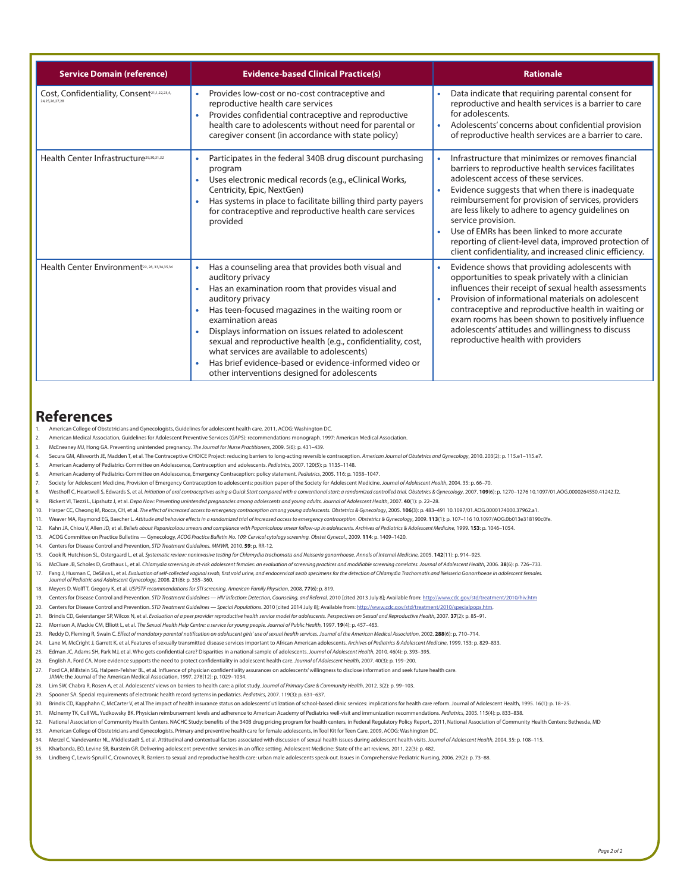| Service Domain (reference) | Evidence-based Clinical Practice(s) | Rationale |
|---|---|---|
| Cost, Confidentiality, Consent[21,1,22,23,4,24,25,26,27,28] | • Provides low-cost or no-cost contraceptive and reproductive health care services<br>• Provides confidential contraceptive and reproductive health care to adolescents without need for parental or caregiver consent (in accordance with state policy) | • Data indicate that requiring parental consent for reproductive and health services is a barrier to care for adolescents.<br>• Adolescents' concerns about confidential provision of reproductive health services are a barrier to care. |
| Health Center Infrastructure[29,30,31,32] | • Participates in the federal 340B drug discount purchasing program<br>• Uses electronic medical records (e.g., eClinical Works, Centricity, Epic, NextGen)<br>• Has systems in place to facilitate billing third party payers for contraceptive and reproductive health care services provided | • Infrastructure that minimizes or removes financial barriers to reproductive health services facilitates adolescent access of these services.<br>• Evidence suggests that when there is inadequate reimbursement for provision of services, providers are less likely to adhere to agency guidelines on service provision.<br>• Use of EMRs has been linked to more accurate reporting of client-level data, improved protection of client confidentiality, and increased clinic efficiency. |
| Health Center Environment[22, 28, 33,34,35,36] | • Has a counseling area that provides both visual and auditory privacy<br>• Has an examination room that provides visual and auditory privacy<br>• Has teen-focused magazines in the waiting room or examination areas<br>• Displays information on issues related to adolescent sexual and reproductive health (e.g., confidentiality, cost, what services are available to adolescents)<br>• Has brief evidence-based or evidence-informed video or other interventions designed for adolescents | • Evidence shows that providing adolescents with opportunities to speak privately with a clinician influences their receipt of sexual health assessments<br>• Provision of informational materials on adolescent contraceptive and reproductive health in waiting or exam rooms has been shown to positively influence adolescents' attitudes and willingness to discuss reproductive health with providers |

# References

1. American College of Obstetricians and Gynecologists, Guidelines for adolescent health care. 2011, ACOG: Washington DC.
2. American Medical Association, Guidelines for Adolescent Preventive Services (GAPS): recommendations monograph. 1997: American Medical Association.
3. McEneaney MJ, Hong GA. Preventing unintended pregnancy. *The Journal for Nurse Practitioners*, 2009. 5(6): p. 431–439.
4. Secura GM, Allsworth JE, Madden T, et al. The Contraceptive CHOICE Project: reducing barriers to long-acting reversible contraception. *American Journal of Obstetrics and Gynecology*, 2010. 203(2): p. 115.e1–115.e7.
5. American Academy of Pediatrics Committee on Adolescence, Contraception and adolescents. *Pediatrics*, 2007. 120(5): p. 1135–1148.
6. American Academy of Pediatrics Committee on Adolescence, Emergency Contraception: policy statement. *Pediatrics*, 2005. 116: p. 1038–1047.
7. Society for Adolescent Medicine, Provision of Emergency Contraception to adolescents: position paper of the Society for Adolescent Medicine. *Journal of Adolescent Health*, 2004. 35: p. 66–70.
8. Westhoff C, Heartwell S, Edwards S, et al. *Initiation of oral contraceptives using a Quick Start compared with a conventional start: a randomized controlled trial. Obstetrics & Gynecology*, 2007. **109**(6): p. 1270–1276 10.1097/01.AOG.0000264550.41242.f2.
9. Rickert VI, Tiezzi L, Lipshutz J, et al. *Depo Now: Preventing unintended pregnancies among adolescents and young adults. Journal of Adolescent Health*, 2007. **40**(1): p. 22–28.
10. Harper CC, Cheong M, Rocca, CH, et al. *The effect of increased access to emergency contraception among young adolescents. Obstetrics & Gynecology*, 2005. **106**(3): p. 483–491 10.1097/01.AOG.0000174000.37962.a1.
11. Weaver MA, Raymond EG, Baecher L. *Attitude and behavior effects in a randomized trial of increased access to emergency contraception. Obstetrics & Gynecology*, 2009. **113**(1): p. 107–116 10.1097/AOG.0b013e318190c0fe.
12. Kahn JA, Chiou V, Allen JD, et al. *Beliefs about Papanicolaou smears and compliance with Papanicolaou smear follow-up in adolescents. Archives of Pediatrics & Adolescent Medicine*, 1999. **153**: p. 1046–1054.
13. ACOG Committee on Practice Bulletins — Gynecology, *ACOG Practice Bulletin No. 109: Cervical cytology screening. Obstet Gynecol.*, 2009. **114**: p. 1409–1420.
14. Centers for Disease Control and Prevention, *STD Treatment Guidelines. MMWR*, 2010. **59**: p. RR-12.
15. Cook R, Hutchison SL, Ostergaard L, et al. *Systematic review: noninvasive testing for Chlamydia trachomatis and Neisseria gonorrhoeae. Annals of Internal Medicine*, 2005. **142**(11): p. 914–925.
16. McClure JB, Scholes D, Grothaus L, et al. *Chlamydia screening in at-risk adolescent females: an evaluation of screening practices and modifiable screening correlates. Journal of Adolescent Health*, 2006. **38**(6): p. 726–733.
17. Fang J, Husman C, DeSilva L, et al. *Evaluation of self-collected vaginal swab, first void urine, and endocervical swab specimens for the detection of Chlamydia Trachomatis and Neisseria Gonorrhoeae in adolescent females. Journal of Pediatric and Adolescent Gynecology*, 2008. **21**(6): p. 355–360.
18. Meyers D, Wolff T, Gregory K, et al. *USPSTF recommendations for STI screening. American Family Physician*, 2008. **77**(6): p. 819.
19. Centers for Disease Control and Prevention. *STD Treatment Guidelines — HIV Infection: Detection, Counseling, and Referral*. 2010 [cited 2013 July 8]; Available from: http://www.cdc.gov/std/treatment/2010/hiv.htm
20. Centers for Disease Control and Prevention. *STD Treatment Guidelines — Special Populations*. 2010 [cited 2014 July 8]; Available from: http://www.cdc.gov/std/treatment/2010/specialpops.htm.
21. Brindis CD, Geierstanger SP, Wilcox N, et al. *Evaluation of a peer provider reproductive health service model for adolescents. Perspectives on Sexual and Reproductive Health*, 2007. **37**(2): p. 85–91.
22. Morrison A, Mackie CM, Elliott L, et al. *The Sexual Health Help Centre: a service for young people. Journal of Public Health*, 1997. **19**(4): p. 457–463.
23. Reddy D, Fleming R, Swain C. *Effect of mandatory parental notification on adolescent girls' use of sexual health services. Journal of the American Medical Association*, 2002. **288**(6): p. 710–714.
24. Lane M, McCright J, Garrett K, et al. Features of sexually transmitted disease services important to African American adolescents. *Archives of Pediatrics & Adolescent Medicine*, 1999. 153: p. 829–833.
25. Edman JC, Adams SH, Park MJ, et al. Who gets confidential care? Disparities in a national sample of adolescents. *Journal of Adolescent Health*, 2010. 46(4): p. 393–395.
26. English A, Ford CA. More evidence supports the need to protect confidentiality in adolescent health care. *Journal of Adolescent Health*, 2007. 40(3): p. 199–200.
27. Ford CA, Millstein SG, Halpern-Felsher BL, et al. Influence of physician confidentiality assurances on adolescents' willingness to disclose information and seek future health care. JAMA: the Journal of the American Medical Association, 1997. 278(12): p. 1029–1034.
28. Lim SW, Chabra R, Rosen A, et al. Adolescents' views on barriers to health care: a pilot study. *Journal of Primary Care & Community Health*, 2012. 3(2): p. 99–103.
29. Spooner SA. Special requirements of electronic health record systems in pediatrics. *Pediatrics*, 2007. 119(3): p. 631–637.
30. Brindis CD, Kapphahn C, McCarter V, et al.The impact of health insurance status on adolescents' utilization of school-based clinic services: implications for health care reform. Journal of Adolescent Health, 1995. 16(1): p. 18–25.
31. McInerny TK, Cull WL, Yudkowsky BK. Physician reimbursement levels and adherence to American Academy of Pediatrics well-visit and immunization recommendations. *Pediatrics*, 2005. 115(4): p. 833–838.
32. National Association of Community Health Centers. NACHC Study: benefits of the 340B drug pricing program for health centers, in Federal Regulatory Policy Report,. 2011, National Association of Community Health Centers: Bethesda, MD
33. American College of Obstetricians and Gynecologists. Primary and preventive health care for female adolescents, in Tool Kit for Teen Care. 2009, ACOG: Washington DC.
34. Merzel C, Vandevanter NL, Middlestadt S, et al. Attitudinal and contextual factors associated with discussion of sexual health issues during adolescent health visits. *Journal of Adolescent Health*, 2004. 35: p. 108–115.
35. Kharbanda, EO, Levine SB, Burstein GR. Delivering adolescent preventive services in an office setting. Adolescent Medicine: State of the art reviews, 2011. 22(3): p. 482.
36. Lindberg C, Lewis-Spruill C, Crownover, R. Barriers to sexual and reproductive health care: urban male adolescents speak out. Issues in Comprehensive Pediatric Nursing, 2006. 29(2): p. 73–88.